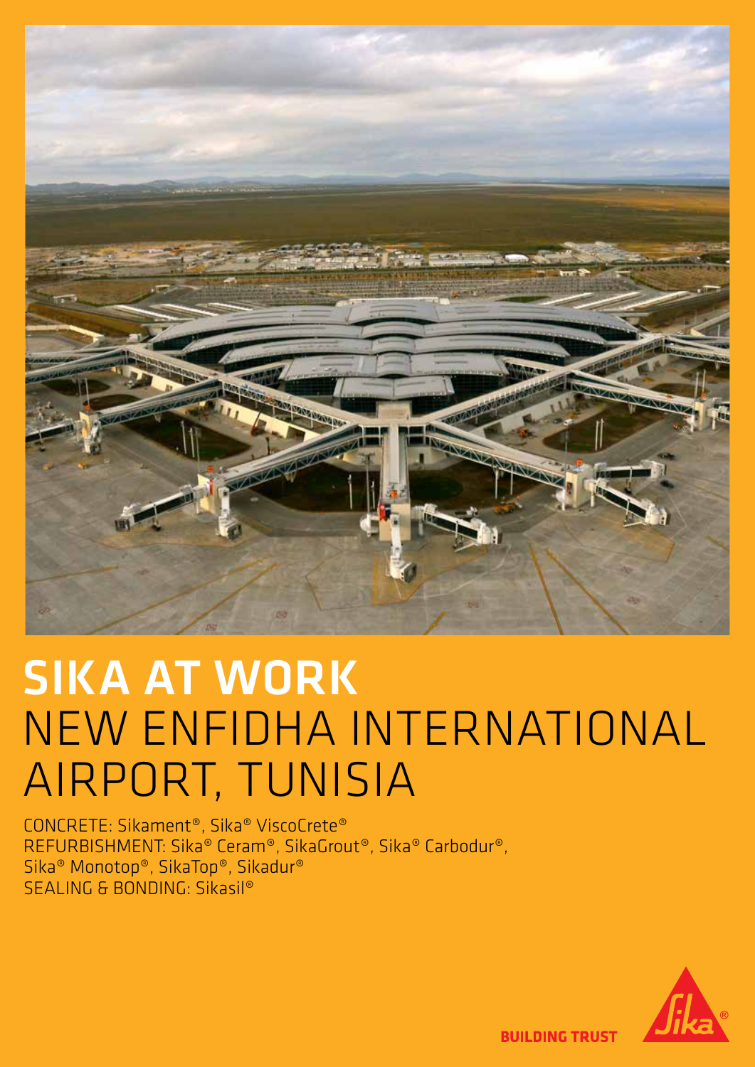# SIKA AT WORK
# NEW ENFIDHA INTERNATIONAL AIRPORT, TUNISIA

CONCRETE: Sikament®, Sika® ViscoCrete®
REFURBISHMENT: Sika® Ceram®, SikaGrout®, Sika® Carbodur®, Sika® Monotop®, SikaTop®, Sikadur®
SEALING & BONDING: Sikasil®

BUILDING TRUST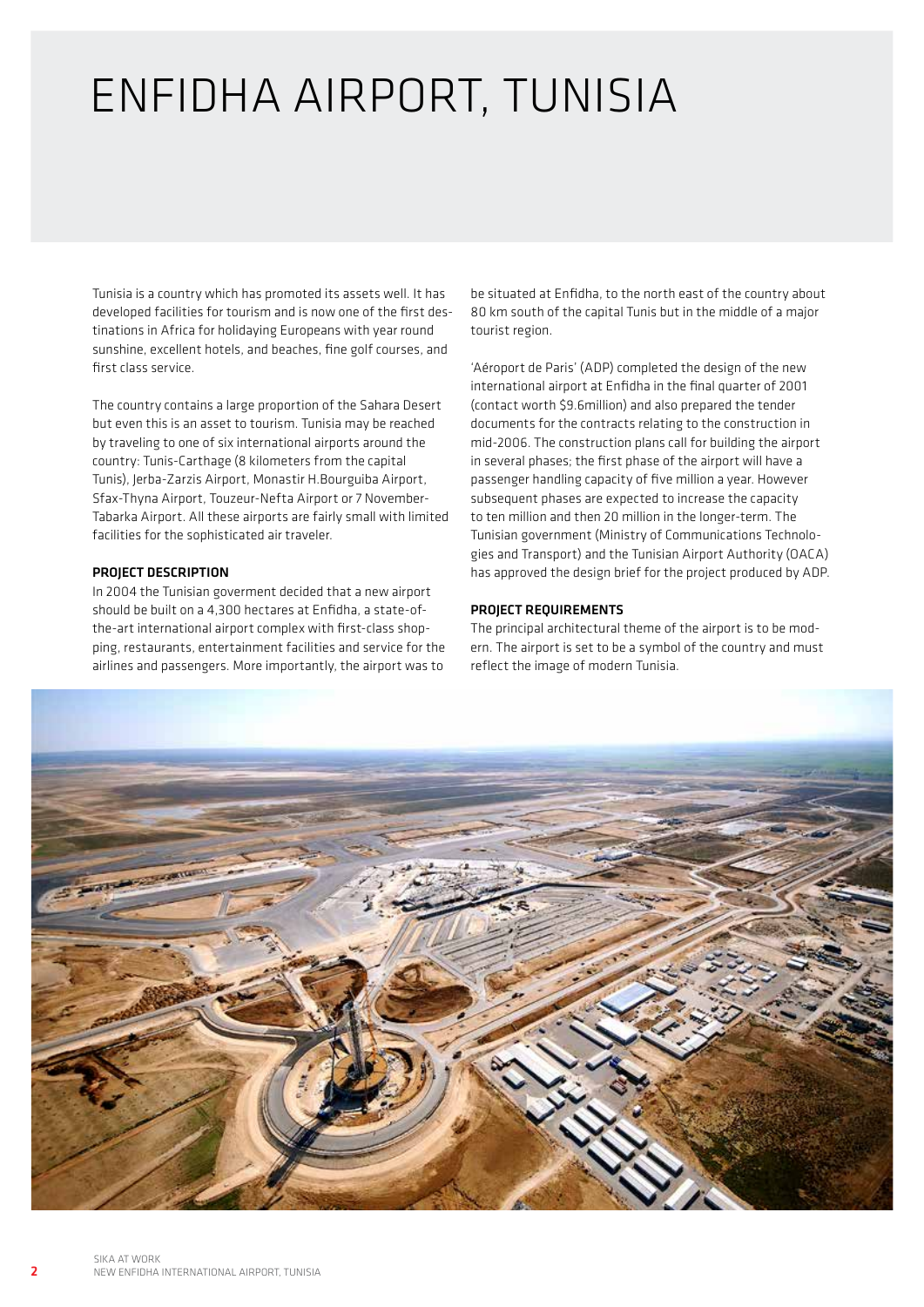# ENFIDHA AIRPORT, TUNISIA

Tunisia is a country which has promoted its assets well. It has developed facilities for tourism and is now one of the first destinations in Africa for holidaying Europeans with year round sunshine, excellent hotels, and beaches, fine golf courses, and first class service.

The country contains a large proportion of the Sahara Desert but even this is an asset to tourism. Tunisia may be reached by traveling to one of six international airports around the country: Tunis-Carthage (8 kilometers from the capital Tunis), Jerba-Zarzis Airport, Monastir H.Bourguiba Airport, Sfax-Thyna Airport, Touzeur-Nefta Airport or 7 November-Tabarka Airport. All these airports are fairly small with limited facilities for the sophisticated air traveler.

### PROJECT DESCRIPTION

In 2004 the Tunisian goverment decided that a new airport should be built on a 4,300 hectares at Enfidha, a state-of-the-art international airport complex with first-class shopping, restaurants, entertainment facilities and service for the airlines and passengers. More importantly, the airport was to be situated at Enfidha, to the north east of the country about 80 km south of the capital Tunis but in the middle of a major tourist region.

'Aéroport de Paris' (ADP) completed the design of the new international airport at Enfidha in the final quarter of 2001 (contact worth $9.6million) and also prepared the tender documents for the contracts relating to the construction in mid-2006. The construction plans call for building the airport in several phases; the first phase of the airport will have a passenger handling capacity of five million a year. However subsequent phases are expected to increase the capacity to ten million and then 20 million in the longer-term. The Tunisian government (Ministry of Communications Technologies and Transport) and the Tunisian Airport Authority (OACA) has approved the design brief for the project produced by ADP.

### PROJECT REQUIREMENTS

The principal architectural theme of the airport is to be modern. The airport is set to be a symbol of the country and must reflect the image of modern Tunisia.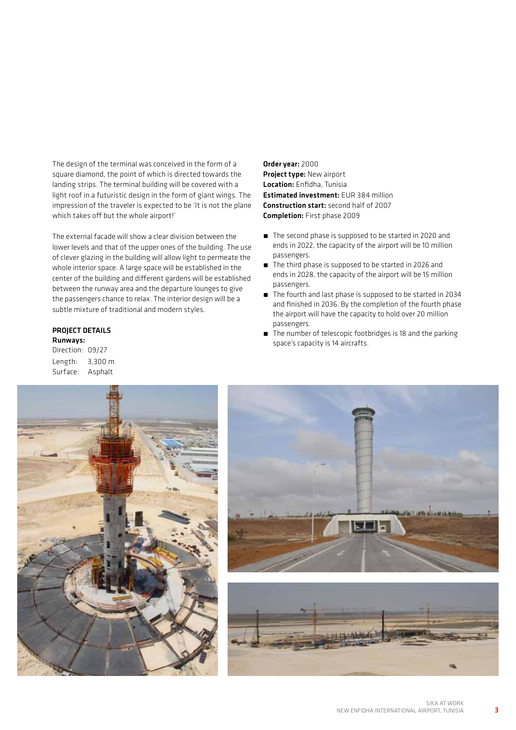The design of the terminal was conceived in the form of a square diamond, the point of which is directed towards the landing strips. The terminal building will be covered with a light roof in a futuristic design in the form of giant wings. The impression of the traveler is expected to be 'It is not the plane which takes off but the whole airport!'

The external facade will show a clear division between the lower levels and that of the upper ones of the building. The use of clever glazing in the building will allow light to permeate the whole interior space. A large space will be established in the center of the building and different gardens will be established between the runway area and the departure lounges to give the passengers chance to relax. The interior design will be a subtle mixture of traditional and modern styles.

## PROJECT DETAILS

**Runways:**

Direction: 09/27
Length: 3,300 m
Surface: Asphalt

**Order year:** 2000
**Project type:** New airport
**Location:** Enfidha, Tunisia
**Estimated investment:** EUR 384 million
**Construction start:** second half of 2007
**Completion:** First phase 2009

- The second phase is supposed to be started in 2020 and ends in 2022, the capacity of the airport will be 10 million passengers.
- The third phase is supposed to be started in 2026 and ends in 2028, the capacity of the airport will be 15 million passengers.
- The fourth and last phase is supposed to be started in 2034 and finished in 2036. By the completion of the fourth phase the airport will have the capacity to hold over 20 million passengers.
- The number of telescopic footbridges is 18 and the parking space's capacity is 14 aircrafts.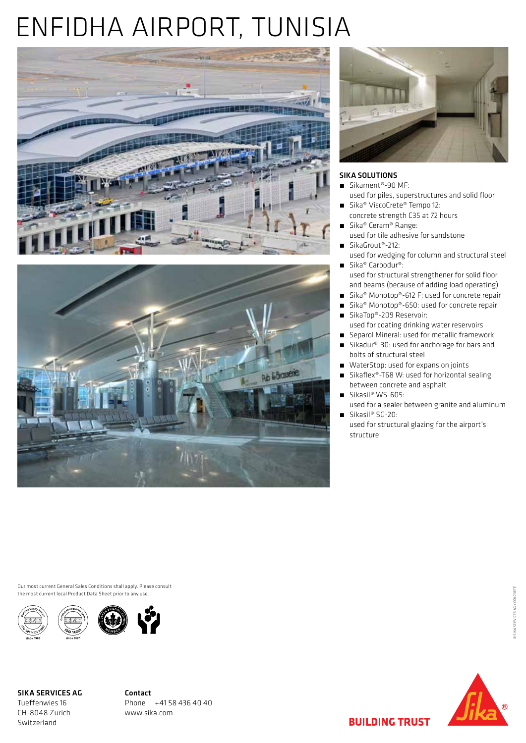# ENFIDHA AIRPORT, TUNISIA

## SIKA SOLUTIONS

- Sikament®-90 MF: used for piles, superstructures and solid floor
- Sika® ViscoCrete® Tempo 12: concrete strength C35 at 72 hours
- Sika® Ceram® Range: used for tile adhesive for sandstone
- SikaGrout®-212: used for wedging for column and structural steel
- Sika® Carbodur®: used for structural strengthener for solid floor and beams (because of adding load operating)
- Sika® Monotop®-612 F: used for concrete repair
- Sika® Monotop®-650: used for concrete repair
- SikaTop®-209 Reservoir: used for coating drinking water reservoirs
- Separol Mineral: used for metallic framework
- Sikadur®-30: used for anchorage for bars and bolts of structural steel
- WaterStop: used for expansion joints
- Sikaflex®-T68 W: used for horizontal sealing between concrete and asphalt
- Sikasil® WS-605: used for a sealer between granite and aluminum
- Sikasil® SG-20: used for structural glazing for the airport's structure

Our most current General Sales Conditions shall apply. Please consult the most current local Product Data Sheet prior to any use.

**SIKA SERVICES AG**
Tueffenwies 16
CH-8048 Zurich
Switzerland

**Contact**
Phone +41 58 436 40 40
www.sika.com

**BUILDING TRUST**

© SIKA SERVICES AG / CONCRETE